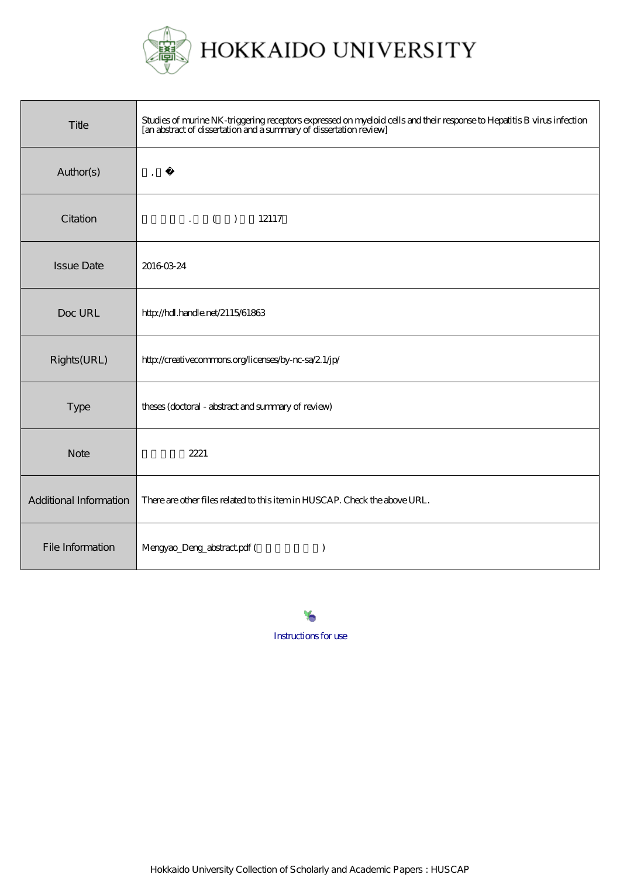HOKKAIDO UNIVERSITY

| Title | Studies of murine NK-triggering receptors expressed on myeloid cells and their response to Hepatitis B virus infection [an abstract of dissertation and a summary of dissertation review] |
|---|---|
| Author(s) | 　, 　� |
| Citation | 　　　　. 　　 (　　) 　　12117　 |
| Issue Date | 2016-03-24 |
| Doc URL | http://hdl.handle.net/2115/61863 |
| Rights(URL) | http://creativecommons.org/licenses/by-nc-sa/2.1/jp/ |
| Type | theses (doctoral - abstract and summary of review) |
| Note | 　　　　　2221 |
| Additional Information | There are other files related to this item in HUSCAP. Check the above URL. |
| File Information | Mengyao_Deng_abstract.pdf (　　　　　　　) |

Instructions for use

Hokkaido University Collection of Scholarly and Academic Papers : HUSCAP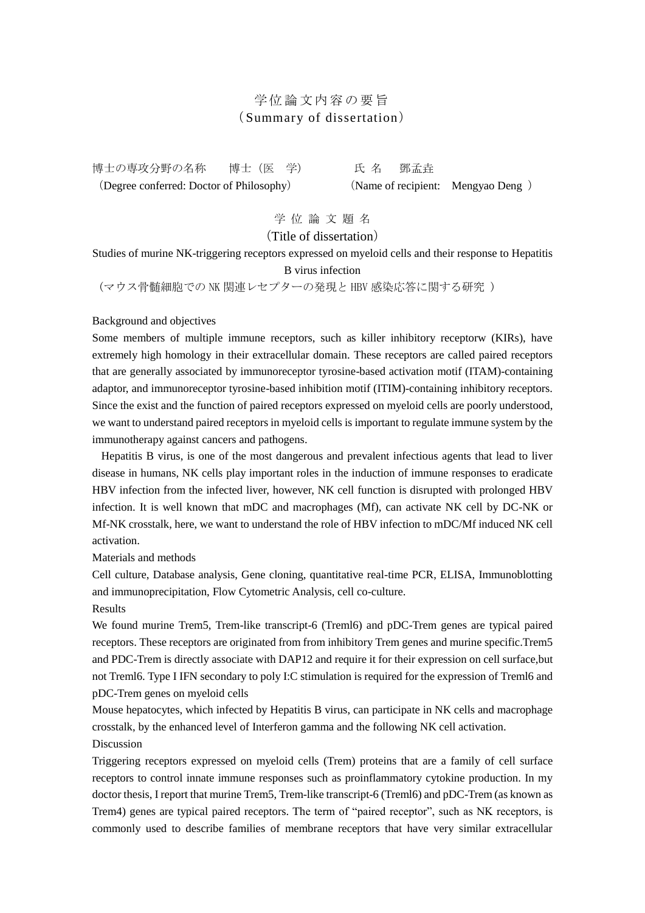# 学位論文内容の要旨
# （Summary of dissertation）

博士の専攻分野の名称　　博士（医　学）　　　　氏 名　　鄧孟垚
（Degree conferred: Doctor of Philosophy）　　　　（Name of recipient:　Mengyao Deng ）

## 学 位 論 文 題 名
## （Title of dissertation）

Studies of murine NK-triggering receptors expressed on myeloid cells and their response to Hepatitis B virus infection
（マウス骨髄細胞での NK 関連レセプターの発現と HBV 感染応答に関する研究 ）

Background and objectives

Some members of multiple immune receptors, such as killer inhibitory receptorw (KIRs), have extremely high homology in their extracellular domain. These receptors are called paired receptors that are generally associated by immunoreceptor tyrosine-based activation motif (ITAM)-containing adaptor, and immunoreceptor tyrosine-based inhibition motif (ITIM)-containing inhibitory receptors. Since the exist and the function of paired receptors expressed on myeloid cells are poorly understood, we want to understand paired receptors in myeloid cells is important to regulate immune system by the immunotherapy against cancers and pathogens.

Hepatitis B virus, is one of the most dangerous and prevalent infectious agents that lead to liver disease in humans, NK cells play important roles in the induction of immune responses to eradicate HBV infection from the infected liver, however, NK cell function is disrupted with prolonged HBV infection. It is well known that mDC and macrophages (Mf), can activate NK cell by DC-NK or Mf-NK crosstalk, here, we want to understand the role of HBV infection to mDC/Mf induced NK cell activation.

Materials and methods

Cell culture, Database analysis, Gene cloning, quantitative real-time PCR, ELISA, Immunoblotting and immunoprecipitation, Flow Cytometric Analysis, cell co-culture.

Results

We found murine Trem5, Trem-like transcript-6 (Treml6) and pDC-Trem genes are typical paired receptors. These receptors are originated from from inhibitory Trem genes and murine specific.Trem5 and PDC-Trem is directly associate with DAP12 and require it for their expression on cell surface,but not Treml6. Type I IFN secondary to poly I:C stimulation is required for the expression of Treml6 and pDC-Trem genes on myeloid cells

Mouse hepatocytes, which infected by Hepatitis B virus, can participate in NK cells and macrophage crosstalk, by the enhanced level of Interferon gamma and the following NK cell activation.

Discussion

Triggering receptors expressed on myeloid cells (Trem) proteins that are a family of cell surface receptors to control innate immune responses such as proinflammatory cytokine production. In my doctor thesis, I report that murine Trem5, Trem-like transcript-6 (Treml6) and pDC-Trem (as known as Trem4) genes are typical paired receptors. The term of "paired receptor", such as NK receptors, is commonly used to describe families of membrane receptors that have very similar extracellular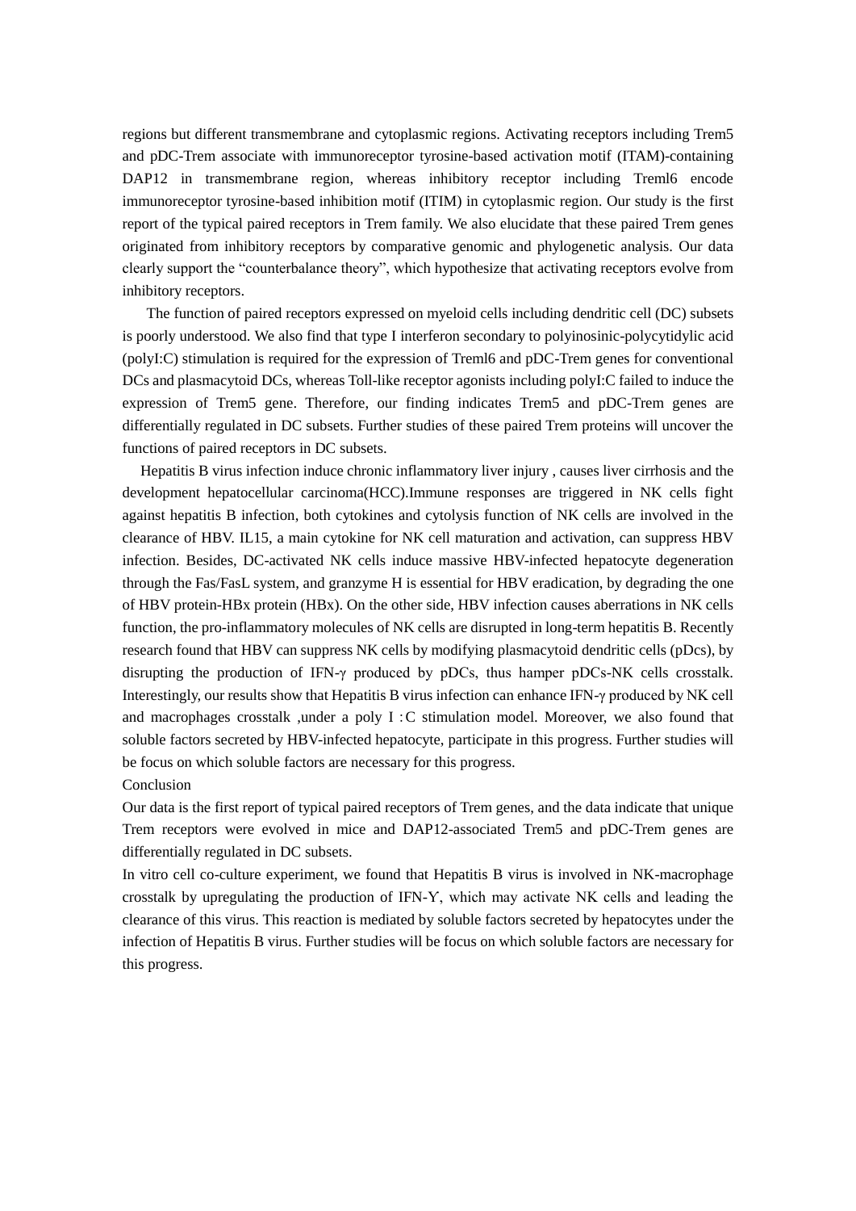regions but different transmembrane and cytoplasmic regions. Activating receptors including Trem5 and pDC-Trem associate with immunoreceptor tyrosine-based activation motif (ITAM)-containing DAP12 in transmembrane region, whereas inhibitory receptor including Treml6 encode immunoreceptor tyrosine-based inhibition motif (ITIM) in cytoplasmic region. Our study is the first report of the typical paired receptors in Trem family. We also elucidate that these paired Trem genes originated from inhibitory receptors by comparative genomic and phylogenetic analysis. Our data clearly support the "counterbalance theory", which hypothesize that activating receptors evolve from inhibitory receptors.

The function of paired receptors expressed on myeloid cells including dendritic cell (DC) subsets is poorly understood. We also find that type I interferon secondary to polyinosinic-polycytidylic acid (polyI:C) stimulation is required for the expression of Treml6 and pDC-Trem genes for conventional DCs and plasmacytoid DCs, whereas Toll-like receptor agonists including polyI:C failed to induce the expression of Trem5 gene. Therefore, our finding indicates Trem5 and pDC-Trem genes are differentially regulated in DC subsets. Further studies of these paired Trem proteins will uncover the functions of paired receptors in DC subsets.

Hepatitis B virus infection induce chronic inflammatory liver injury , causes liver cirrhosis and the development hepatocellular carcinoma(HCC).Immune responses are triggered in NK cells fight against hepatitis B infection, both cytokines and cytolysis function of NK cells are involved in the clearance of HBV. IL15, a main cytokine for NK cell maturation and activation, can suppress HBV infection. Besides, DC-activated NK cells induce massive HBV-infected hepatocyte degeneration through the Fas/FasL system, and granzyme H is essential for HBV eradication, by degrading the one of HBV protein-HBx protein (HBx). On the other side, HBV infection causes aberrations in NK cells function, the pro-inflammatory molecules of NK cells are disrupted in long-term hepatitis B. Recently research found that HBV can suppress NK cells by modifying plasmacytoid dendritic cells (pDcs), by disrupting the production of IFN-γ produced by pDCs, thus hamper pDCs-NK cells crosstalk. Interestingly, our results show that Hepatitis B virus infection can enhance IFN-γ produced by NK cell and macrophages crosstalk ,under a poly I：C stimulation model. Moreover, we also found that soluble factors secreted by HBV-infected hepatocyte, participate in this progress. Further studies will be focus on which soluble factors are necessary for this progress.

Conclusion

Our data is the first report of typical paired receptors of Trem genes, and the data indicate that unique Trem receptors were evolved in mice and DAP12-associated Trem5 and pDC-Trem genes are differentially regulated in DC subsets.

In vitro cell co-culture experiment, we found that Hepatitis B virus is involved in NK-macrophage crosstalk by upregulating the production of IFN-Y, which may activate NK cells and leading the clearance of this virus. This reaction is mediated by soluble factors secreted by hepatocytes under the infection of Hepatitis B virus. Further studies will be focus on which soluble factors are necessary for this progress.